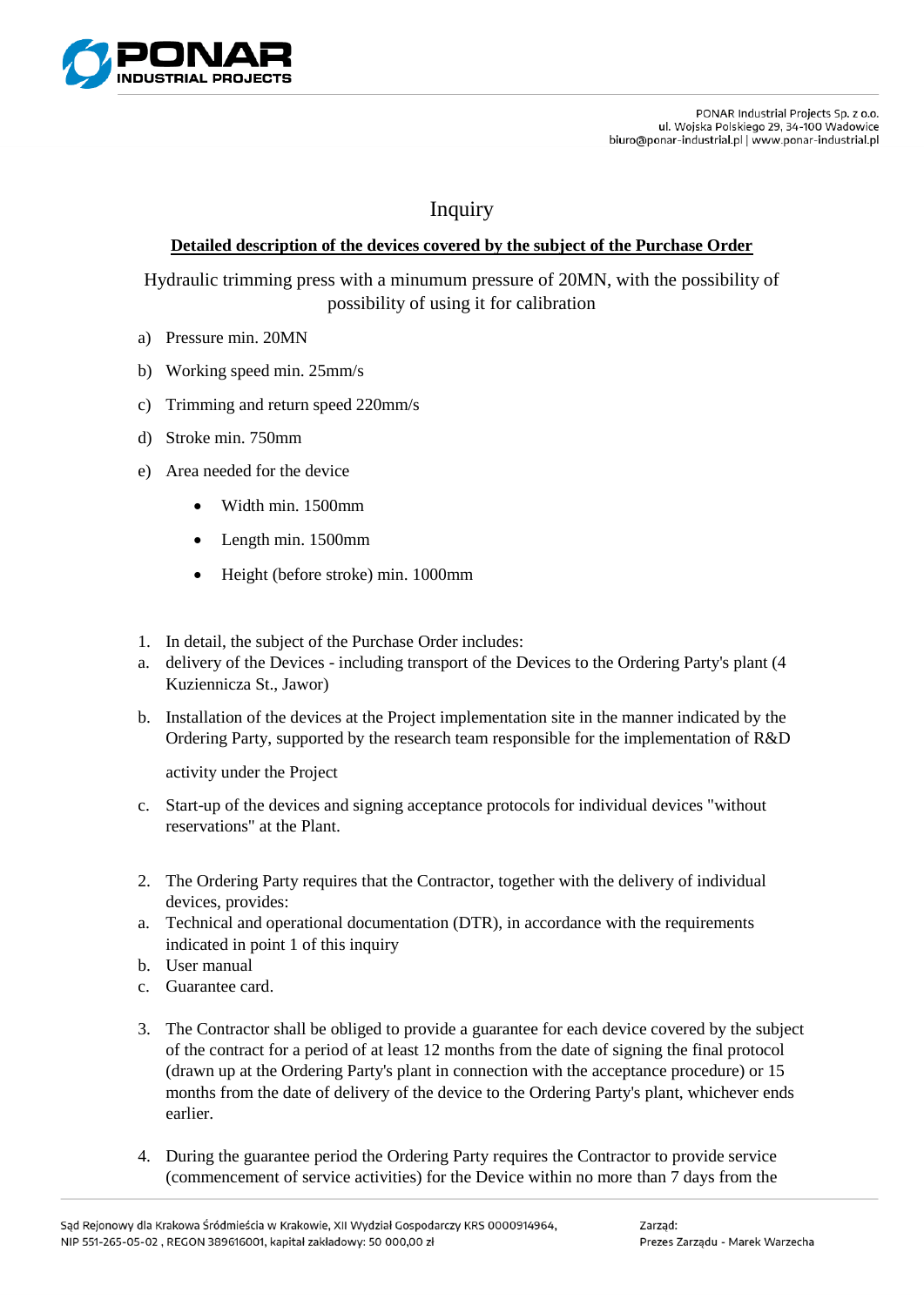PONAR Industrial Projects Sp. z o.o.
ul. Wojska Polskiego 29, 34-100 Wadowice
biuro@ponar-industrial.pl | www.ponar-industrial.pl

# Inquiry

**Detailed description of the devices covered by the subject of the Purchase Order**

Hydraulic trimming press with a minumum pressure of 20MN, with the possibility of possibility of using it for calibration

a) Pressure min. 20MN

b) Working speed min. 25mm/s

c) Trimming and return speed 220mm/s

d) Stroke min. 750mm

e) Area needed for the device

- Width min. 1500mm
- Length min. 1500mm
- Height (before stroke) min. 1000mm

1. In detail, the subject of the Purchase Order includes:

a. delivery of the Devices - including transport of the Devices to the Ordering Party's plant (4 Kuziennicza St., Jawor)

b. Installation of the devices at the Project implementation site in the manner indicated by the Ordering Party, supported by the research team responsible for the implementation of R&D

activity under the Project

c. Start-up of the devices and signing acceptance protocols for individual devices "without reservations" at the Plant.

2. The Ordering Party requires that the Contractor, together with the delivery of individual devices, provides:

a. Technical and operational documentation (DTR), in accordance with the requirements indicated in point 1 of this inquiry

b. User manual

c. Guarantee card.

3. The Contractor shall be obliged to provide a guarantee for each device covered by the subject of the contract for a period of at least 12 months from the date of signing the final protocol (drawn up at the Ordering Party's plant in connection with the acceptance procedure) or 15 months from the date of delivery of the device to the Ordering Party's plant, whichever ends earlier.

4. During the guarantee period the Ordering Party requires the Contractor to provide service (commencement of service activities) for the Device within no more than 7 days from the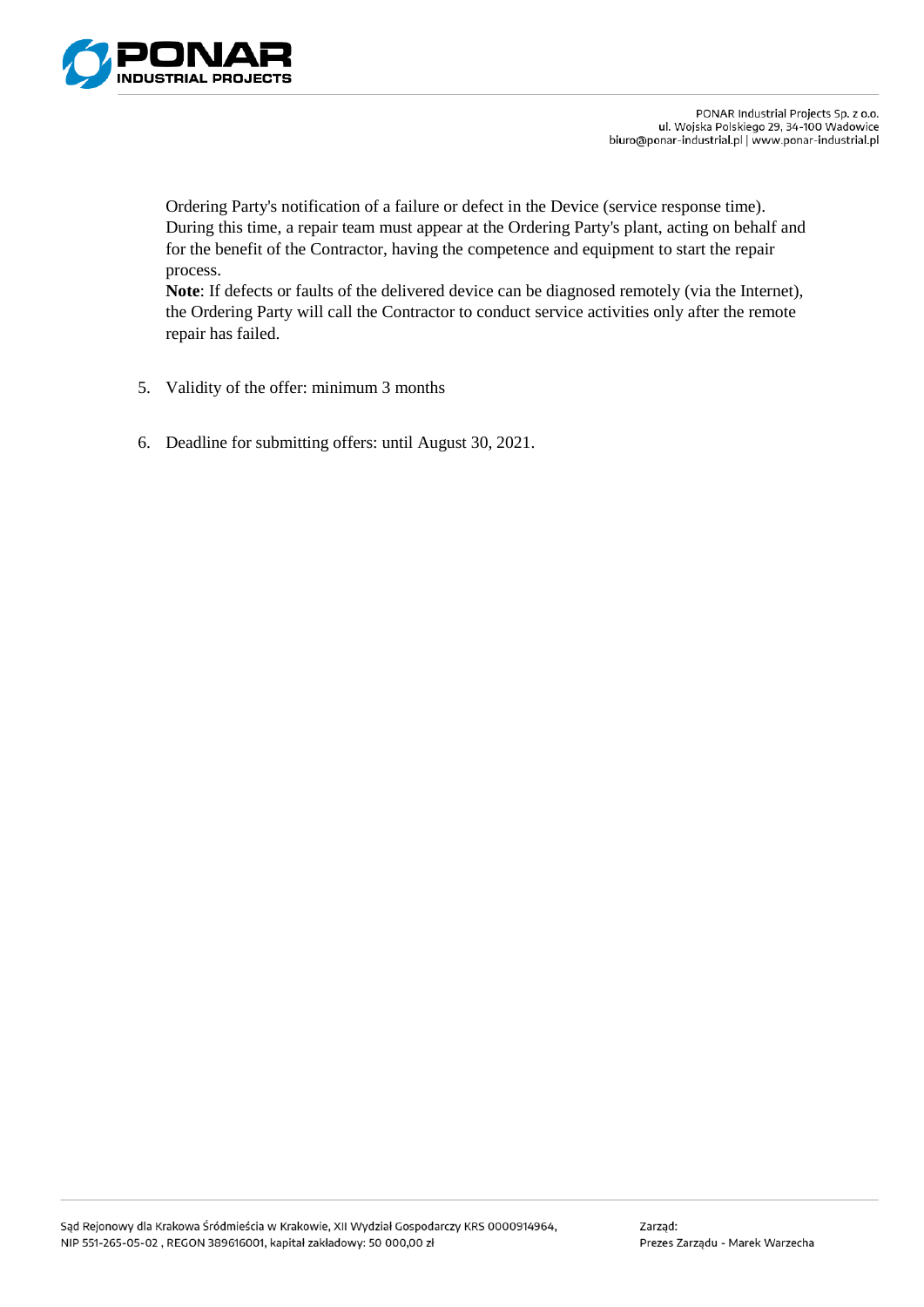Ordering Party's notification of a failure or defect in the Device (service response time). During this time, a repair team must appear at the Ordering Party's plant, acting on behalf and for the benefit of the Contractor, having the competence and equipment to start the repair process.
**Note**: If defects or faults of the delivered device can be diagnosed remotely (via the Internet), the Ordering Party will call the Contractor to conduct service activities only after the remote repair has failed.

5. Validity of the offer: minimum 3 months

6. Deadline for submitting offers: until August 30, 2021.